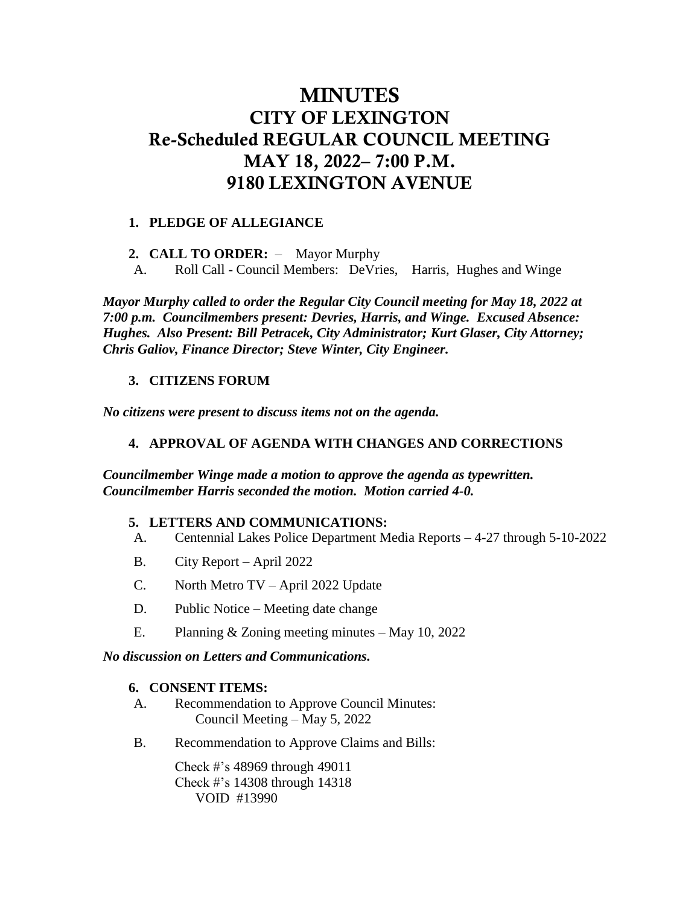# MINUTES
# CITY OF LEXINGTON
# Re-Scheduled REGULAR COUNCIL MEETING
# MAY 18, 2022– 7:00 P.M.
# 9180 LEXINGTON AVENUE

1. **PLEDGE OF ALLEGIANCE**

2. **CALL TO ORDER:** – Mayor Murphy
   A. Roll Call - Council Members: DeVries, Harris, Hughes and Winge

***Mayor Murphy called to order the Regular City Council meeting for May 18, 2022 at 7:00 p.m. Councilmembers present: Devries, Harris, and Winge. Excused Absence: Hughes. Also Present: Bill Petracek, City Administrator; Kurt Glaser, City Attorney; Chris Galiov, Finance Director; Steve Winter, City Engineer.***

3. **CITIZENS FORUM**

***No citizens were present to discuss items not on the agenda.***

4. **APPROVAL OF AGENDA WITH CHANGES AND CORRECTIONS**

***Councilmember Winge made a motion to approve the agenda as typewritten. Councilmember Harris seconded the motion. Motion carried 4-0.***

5. **LETTERS AND COMMUNICATIONS:**
   A. Centennial Lakes Police Department Media Reports – 4-27 through 5-10-2022
   B. City Report – April 2022
   C. North Metro TV – April 2022 Update
   D. Public Notice – Meeting date change
   E. Planning & Zoning meeting minutes – May 10, 2022

***No discussion on Letters and Communications.***

6. **CONSENT ITEMS:**
   A. Recommendation to Approve Council Minutes:
      Council Meeting – May 5, 2022
   B. Recommendation to Approve Claims and Bills:

      Check #'s 48969 through 49011
      Check #'s 14308 through 14318
      VOID #13990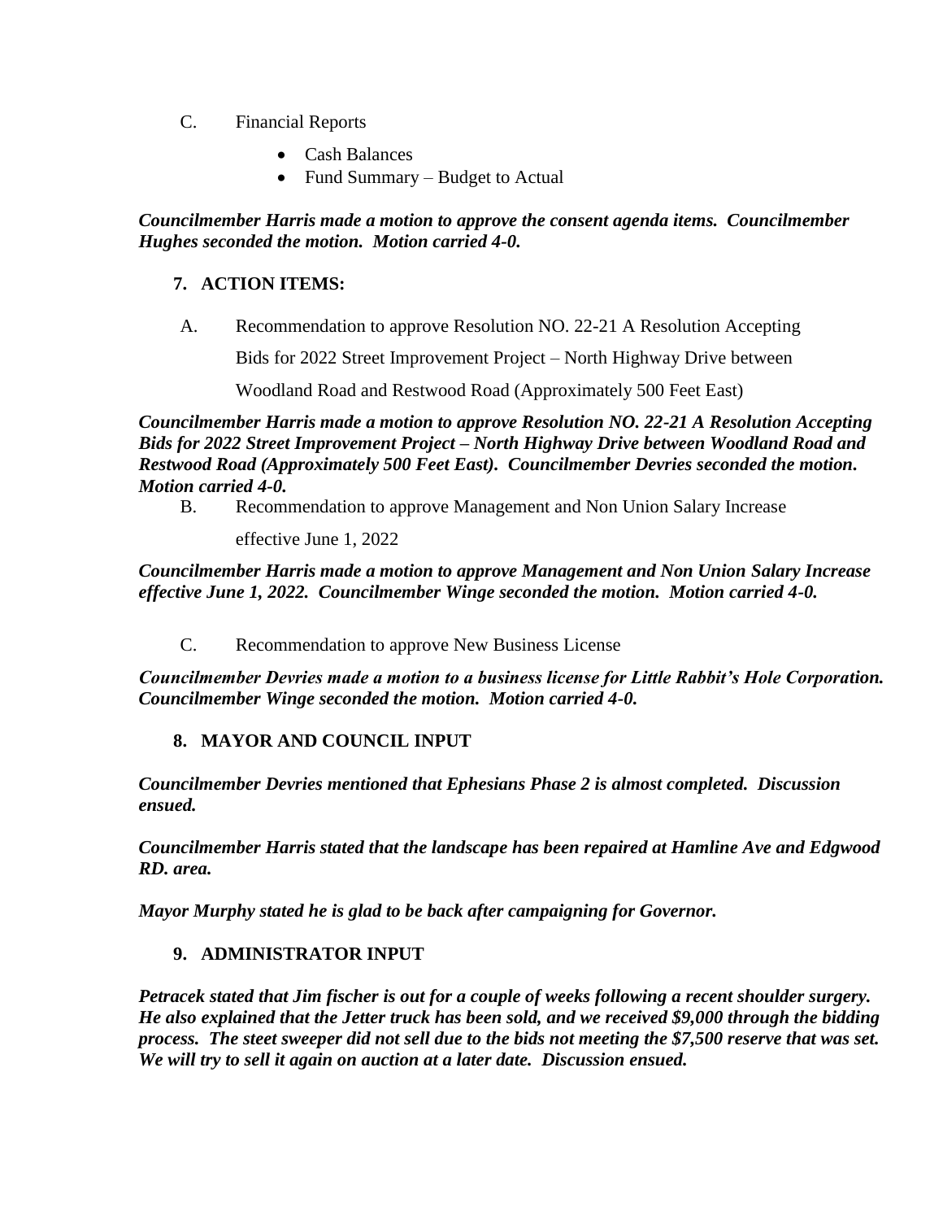C. Financial Reports

- Cash Balances
- Fund Summary – Budget to Actual

***Councilmember Harris made a motion to approve the consent agenda items. Councilmember Hughes seconded the motion. Motion carried 4-0.***

## 7. ACTION ITEMS:

A. Recommendation to approve Resolution NO. 22-21 A Resolution Accepting Bids for 2022 Street Improvement Project – North Highway Drive between Woodland Road and Restwood Road (Approximately 500 Feet East)

***Councilmember Harris made a motion to approve Resolution NO. 22-21 A Resolution Accepting Bids for 2022 Street Improvement Project – North Highway Drive between Woodland Road and Restwood Road (Approximately 500 Feet East). Councilmember Devries seconded the motion. Motion carried 4-0.***

B. Recommendation to approve Management and Non Union Salary Increase effective June 1, 2022

***Councilmember Harris made a motion to approve Management and Non Union Salary Increase effective June 1, 2022. Councilmember Winge seconded the motion. Motion carried 4-0.***

C. Recommendation to approve New Business License

***Councilmember Devries made a motion to a business license for Little Rabbit's Hole Corporation. Councilmember Winge seconded the motion. Motion carried 4-0.***

## 8. MAYOR AND COUNCIL INPUT

***Councilmember Devries mentioned that Ephesians Phase 2 is almost completed. Discussion ensued.***

***Councilmember Harris stated that the landscape has been repaired at Hamline Ave and Edgwood RD. area.***

***Mayor Murphy stated he is glad to be back after campaigning for Governor.***

## 9. ADMINISTRATOR INPUT

***Petracek stated that Jim fischer is out for a couple of weeks following a recent shoulder surgery. He also explained that the Jetter truck has been sold, and we received $9,000 through the bidding process. The steet sweeper did not sell due to the bids not meeting the $7,500 reserve that was set. We will try to sell it again on auction at a later date. Discussion ensued.***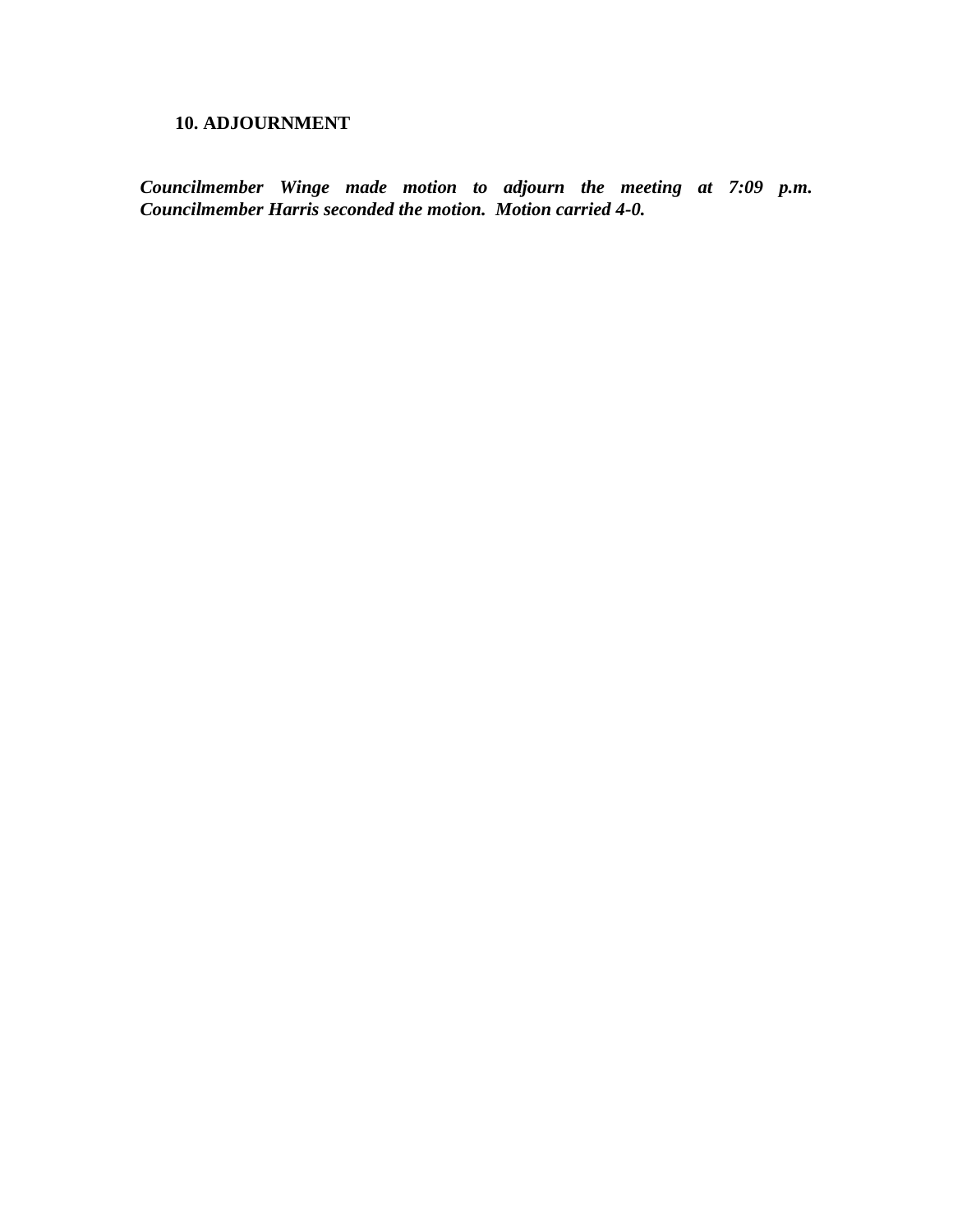**10. ADJOURNMENT**

***Councilmember Winge made motion to adjourn the meeting at 7:09 p.m. Councilmember Harris seconded the motion. Motion carried 4-0.***